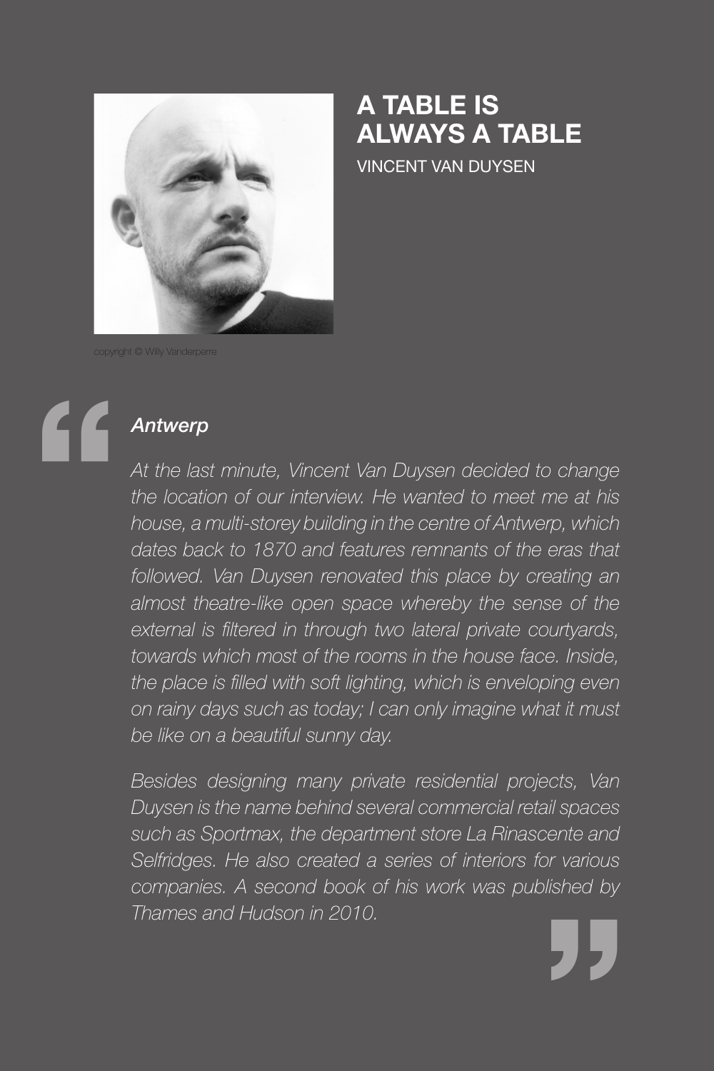# A TABLE IS ALWAYS A TABLE

VINCENT VAN DUYSEN

copyright © Willy Vanderperre

***Antwerp***

*At the last minute, Vincent Van Duysen decided to change the location of our interview. He wanted to meet me at his house, a multi-storey building in the centre of Antwerp, which dates back to 1870 and features remnants of the eras that followed. Van Duysen renovated this place by creating an almost theatre-like open space whereby the sense of the external is filtered in through two lateral private courtyards, towards which most of the rooms in the house face. Inside, the place is filled with soft lighting, which is enveloping even on rainy days such as today; I can only imagine what it must be like on a beautiful sunny day.*

*Besides designing many private residential projects, Van Duysen is the name behind several commercial retail spaces such as Sportmax, the department store La Rinascente and Selfridges. He also created a series of interiors for various companies. A second book of his work was published by Thames and Hudson in 2010.*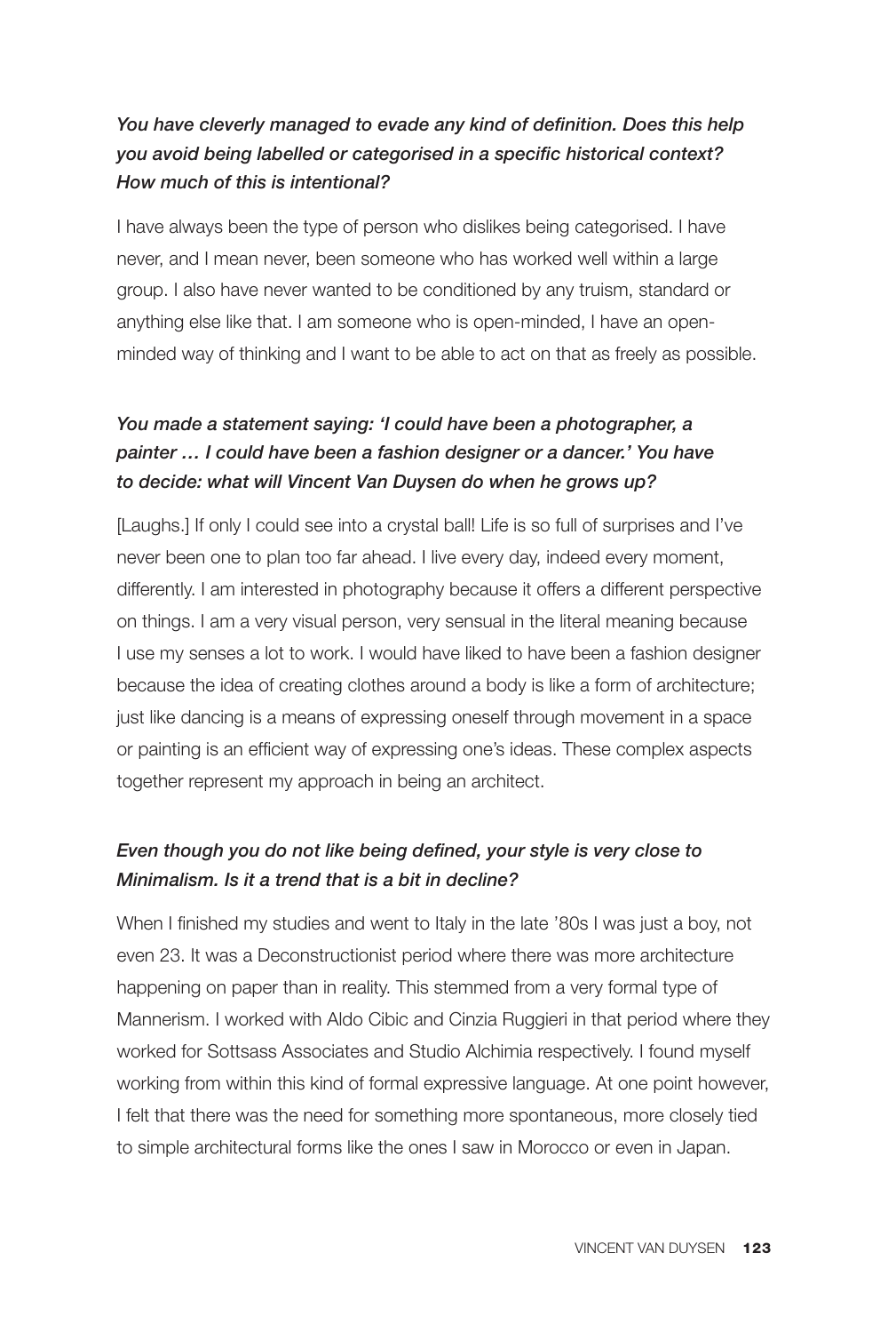*You have cleverly managed to evade any kind of definition. Does this help you avoid being labelled or categorised in a specific historical context? How much of this is intentional?*

I have always been the type of person who dislikes being categorised. I have never, and I mean never, been someone who has worked well within a large group. I also have never wanted to be conditioned by any truism, standard or anything else like that. I am someone who is open-minded, I have an open-minded way of thinking and I want to be able to act on that as freely as possible.

*You made a statement saying: 'I could have been a photographer, a painter … I could have been a fashion designer or a dancer.' You have to decide: what will Vincent Van Duysen do when he grows up?*

[Laughs.] If only I could see into a crystal ball! Life is so full of surprises and I've never been one to plan too far ahead. I live every day, indeed every moment, differently. I am interested in photography because it offers a different perspective on things. I am a very visual person, very sensual in the literal meaning because I use my senses a lot to work. I would have liked to have been a fashion designer because the idea of creating clothes around a body is like a form of architecture; just like dancing is a means of expressing oneself through movement in a space or painting is an efficient way of expressing one's ideas. These complex aspects together represent my approach in being an architect.

*Even though you do not like being defined, your style is very close to Minimalism. Is it a trend that is a bit in decline?*

When I finished my studies and went to Italy in the late '80s I was just a boy, not even 23. It was a Deconstructionist period where there was more architecture happening on paper than in reality. This stemmed from a very formal type of Mannerism. I worked with Aldo Cibic and Cinzia Ruggieri in that period where they worked for Sottsass Associates and Studio Alchimia respectively. I found myself working from within this kind of formal expressive language. At one point however, I felt that there was the need for something more spontaneous, more closely tied to simple architectural forms like the ones I saw in Morocco or even in Japan.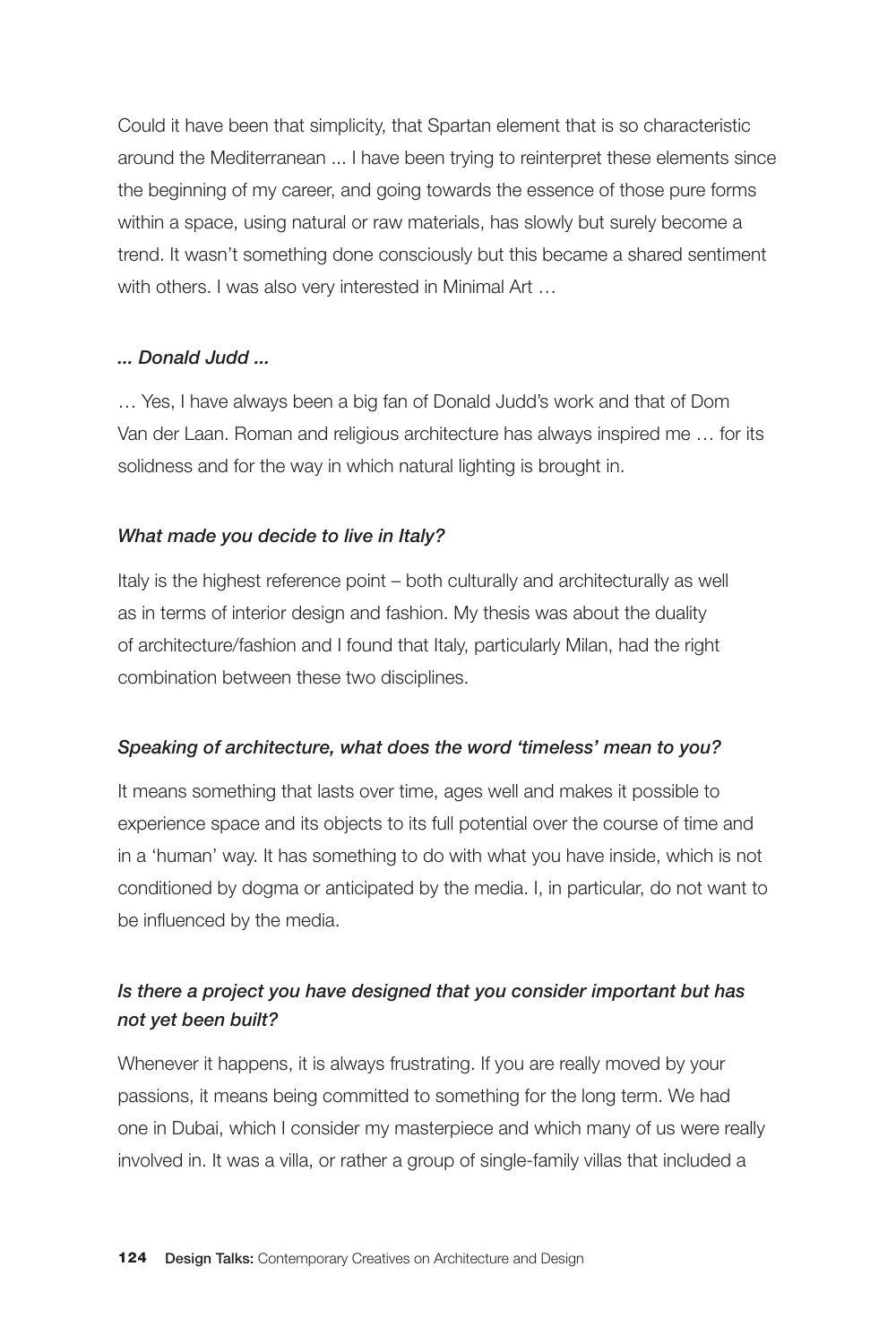Could it have been that simplicity, that Spartan element that is so characteristic around the Mediterranean ... I have been trying to reinterpret these elements since the beginning of my career, and going towards the essence of those pure forms within a space, using natural or raw materials, has slowly but surely become a trend. It wasn't something done consciously but this became a shared sentiment with others. I was also very interested in Minimal Art …

***... Donald Judd ...***

… Yes, I have always been a big fan of Donald Judd's work and that of Dom Van der Laan. Roman and religious architecture has always inspired me … for its solidness and for the way in which natural lighting is brought in.

***What made you decide to live in Italy?***

Italy is the highest reference point – both culturally and architecturally as well as in terms of interior design and fashion. My thesis was about the duality of architecture/fashion and I found that Italy, particularly Milan, had the right combination between these two disciplines.

***Speaking of architecture, what does the word 'timeless' mean to you?***

It means something that lasts over time, ages well and makes it possible to experience space and its objects to its full potential over the course of time and in a 'human' way. It has something to do with what you have inside, which is not conditioned by dogma or anticipated by the media. I, in particular, do not want to be influenced by the media.

***Is there a project you have designed that you consider important but has not yet been built?***

Whenever it happens, it is always frustrating. If you are really moved by your passions, it means being committed to something for the long term. We had one in Dubai, which I consider my masterpiece and which many of us were really involved in. It was a villa, or rather a group of single-family villas that included a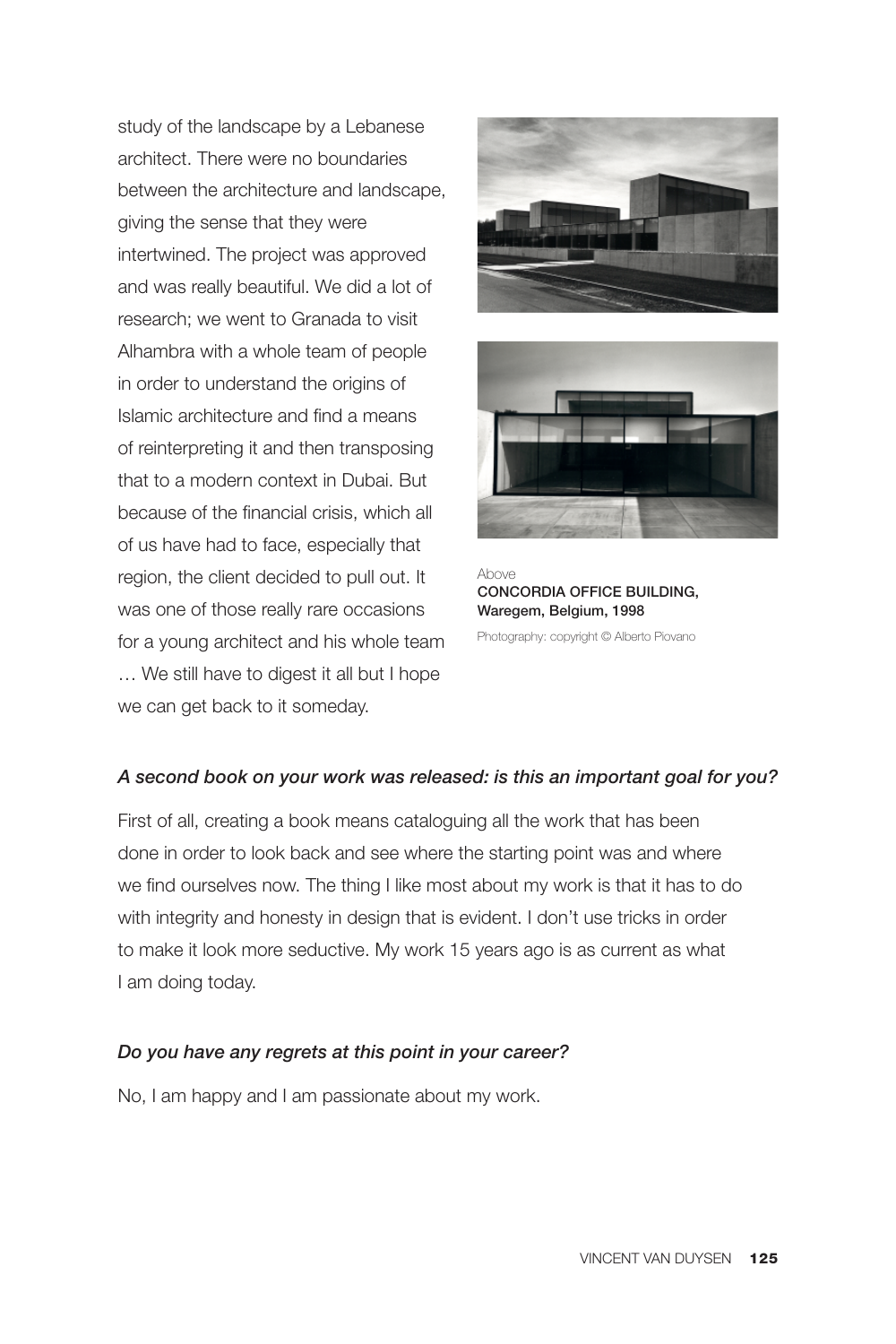study of the landscape by a Lebanese architect. There were no boundaries between the architecture and landscape, giving the sense that they were intertwined. The project was approved and was really beautiful. We did a lot of research; we went to Granada to visit Alhambra with a whole team of people in order to understand the origins of Islamic architecture and find a means of reinterpreting it and then transposing that to a modern context in Dubai. But because of the financial crisis, which all of us have had to face, especially that region, the client decided to pull out. It was one of those really rare occasions for a young architect and his whole team … We still have to digest it all but I hope we can get back to it someday.

Above
**CONCORDIA OFFICE BUILDING,**
**Waregem, Belgium, 1998**
Photography: copyright © Alberto Piovano

*A second book on your work was released: is this an important goal for you?*

First of all, creating a book means cataloguing all the work that has been done in order to look back and see where the starting point was and where we find ourselves now. The thing I like most about my work is that it has to do with integrity and honesty in design that is evident. I don't use tricks in order to make it look more seductive. My work 15 years ago is as current as what I am doing today.

*Do you have any regrets at this point in your career?*

No, I am happy and I am passionate about my work.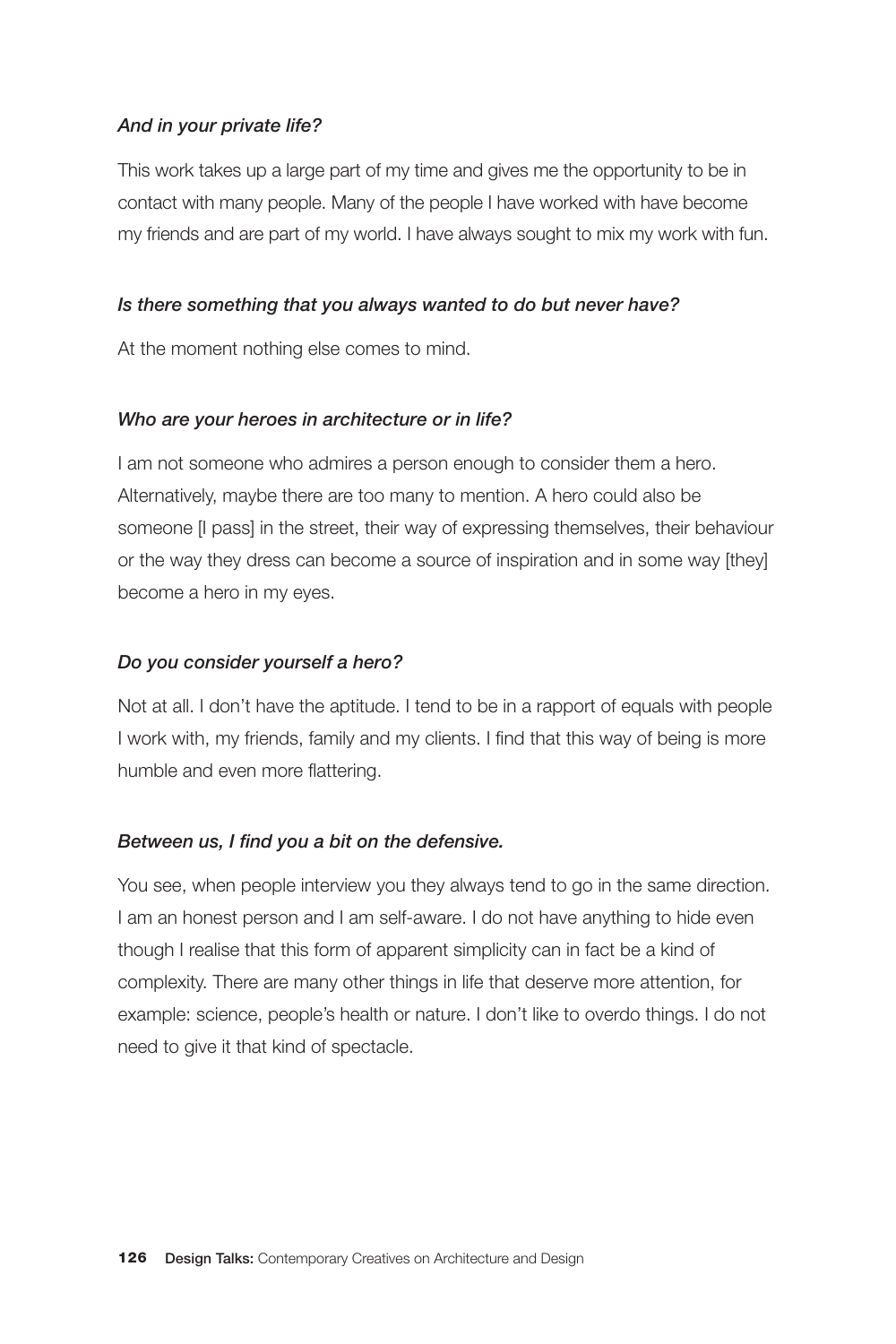*And in your private life?*

This work takes up a large part of my time and gives me the opportunity to be in contact with many people. Many of the people I have worked with have become my friends and are part of my world. I have always sought to mix my work with fun.

*Is there something that you always wanted to do but never have?*

At the moment nothing else comes to mind.

*Who are your heroes in architecture or in life?*

I am not someone who admires a person enough to consider them a hero. Alternatively, maybe there are too many to mention. A hero could also be someone [I pass] in the street, their way of expressing themselves, their behaviour or the way they dress can become a source of inspiration and in some way [they] become a hero in my eyes.

*Do you consider yourself a hero?*

Not at all. I don't have the aptitude. I tend to be in a rapport of equals with people I work with, my friends, family and my clients. I find that this way of being is more humble and even more flattering.

*Between us, I find you a bit on the defensive.*

You see, when people interview you they always tend to go in the same direction. I am an honest person and I am self-aware. I do not have anything to hide even though I realise that this form of apparent simplicity can in fact be a kind of complexity. There are many other things in life that deserve more attention, for example: science, people's health or nature. I don't like to overdo things. I do not need to give it that kind of spectacle.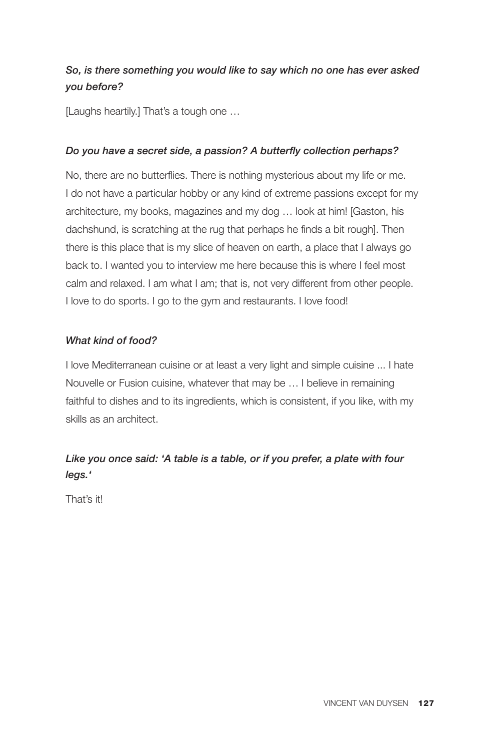*So, is there something you would like to say which no one has ever asked you before?*

[Laughs heartily.] That's a tough one …

*Do you have a secret side, a passion? A butterfly collection perhaps?*

No, there are no butterflies. There is nothing mysterious about my life or me. I do not have a particular hobby or any kind of extreme passions except for my architecture, my books, magazines and my dog … look at him! [Gaston, his dachshund, is scratching at the rug that perhaps he finds a bit rough]. Then there is this place that is my slice of heaven on earth, a place that I always go back to. I wanted you to interview me here because this is where I feel most calm and relaxed. I am what I am; that is, not very different from other people. I love to do sports. I go to the gym and restaurants. I love food!

*What kind of food?*

I love Mediterranean cuisine or at least a very light and simple cuisine ... I hate Nouvelle or Fusion cuisine, whatever that may be … I believe in remaining faithful to dishes and to its ingredients, which is consistent, if you like, with my skills as an architect.

*Like you once said: 'A table is a table, or if you prefer, a plate with four legs.'*

That's it!